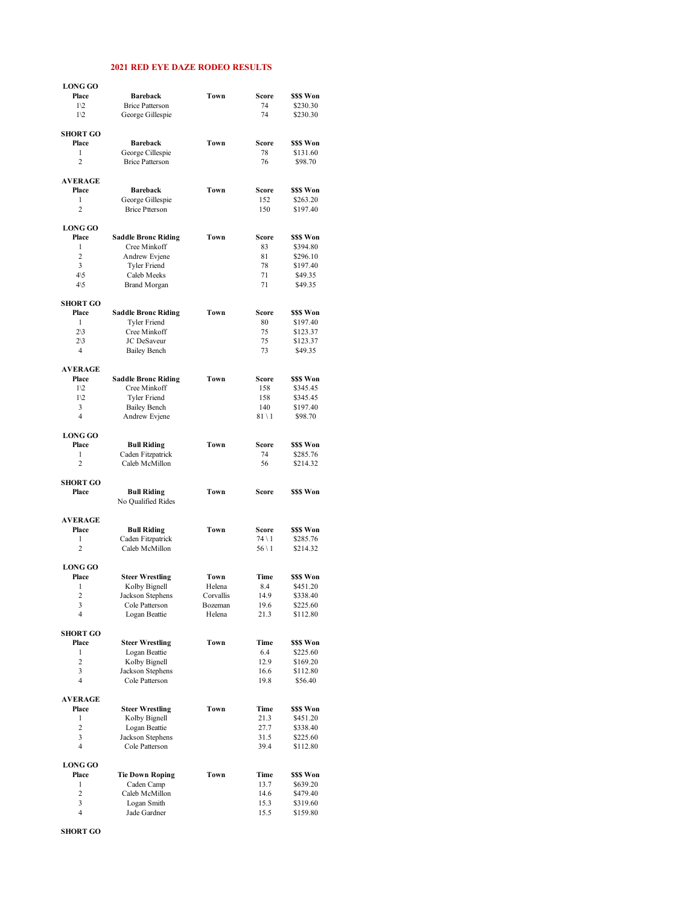# 2021 RED EYE DAZE RODEO RESULTS

**LONG GO**

| Place | Bareback | Town | Score | $$$ Won |
|---|---|---|---|---|
| 1\2 | Brice Patterson | | 74 | $230.30 |
| 1\2 | George Gillespie | | 74 | $230.30 |

**SHORT GO**

| Place | Bareback | Town | Score | $$$ Won |
|---|---|---|---|---|
| 1 | George Cillespie | | 78 | $131.60 |
| 2 | Brice Patterson | | 76 | $98.70 |

**AVERAGE**

| Place | Bareback | Town | Score | $$$ Won |
|---|---|---|---|---|
| 1 | George Gillespie | | 152 | $263.20 |
| 2 | Brice Ptterson | | 150 | $197.40 |

**LONG GO**

| Place | Saddle Bronc Riding | Town | Score | $$$ Won |
|---|---|---|---|---|
| 1 | Cree Minkoff | | 83 | $394.80 |
| 2 | Andrew Evjene | | 81 | $296.10 |
| 3 | Tyler Friend | | 78 | $197.40 |
| 4\5 | Caleb Meeks | | 71 | $49.35 |
| 4\5 | Brand Morgan | | 71 | $49.35 |

**SHORT GO**

| Place | Saddle Bronc Riding | Town | Score | $$$ Won |
|---|---|---|---|---|
| 1 | Tyler Friend | | 80 | $197.40 |
| 2\3 | Cree Minkoff | | 75 | $123.37 |
| 2\3 | JC DeSaveur | | 75 | $123.37 |
| 4 | Bailey Bench | | 73 | $49.35 |

**AVERAGE**

| Place | Saddle Bronc Riding | Town | Score | $$$ Won |
|---|---|---|---|---|
| 1\2 | Cree Minkoff | | 158 | $345.45 |
| 1\2 | Tyler Friend | | 158 | $345.45 |
| 3 | Bailey Bench | | 140 | $197.40 |
| 4 | Andrew Evjene | | 81 \ 1 | $98.70 |

**LONG GO**

| Place | Bull Riding | Town | Score | $$$ Won |
|---|---|---|---|---|
| 1 | Caden Fitzpatrick | | 74 | $285.76 |
| 2 | Caleb McMillon | | 56 | $214.32 |

**SHORT GO**

| Place | Bull Riding | Town | Score | $$$ Won |
|---|---|---|---|---|
| | No Qualified Rides | | | |

**AVERAGE**

| Place | Bull Riding | Town | Score | $$$ Won |
|---|---|---|---|---|
| 1 | Caden Fitzpatrick | | 74 \ 1 | $285.76 |
| 2 | Caleb McMillon | | 56 \ 1 | $214.32 |

**LONG GO**

| Place | Steer Wrestling | Town | Time | $$$ Won |
|---|---|---|---|---|
| 1 | Kolby Bignell | Helena | 8.4 | $451.20 |
| 2 | Jackson Stephens | Corvallis | 14.9 | $338.40 |
| 3 | Cole Patterson | Bozeman | 19.6 | $225.60 |
| 4 | Logan Beattie | Helena | 21.3 | $112.80 |

**SHORT GO**

| Place | Steer Wrestling | Town | Time | $$$ Won |
|---|---|---|---|---|
| 1 | Logan Beattie | | 6.4 | $225.60 |
| 2 | Kolby Bignell | | 12.9 | $169.20 |
| 3 | Jackson Stephens | | 16.6 | $112.80 |
| 4 | Cole Patterson | | 19.8 | $56.40 |

**AVERAGE**

| Place | Steer Wrestling | Town | Time | $$$ Won |
|---|---|---|---|---|
| 1 | Kolby Bignell | | 21.3 | $451.20 |
| 2 | Logan Beattie | | 27.7 | $338.40 |
| 3 | Jackson Stephens | | 31.5 | $225.60 |
| 4 | Cole Patterson | | 39.4 | $112.80 |

**LONG GO**

| Place | Tie Down Roping | Town | Time | $$$ Won |
|---|---|---|---|---|
| 1 | Caden Camp | | 13.7 | $639.20 |
| 2 | Caleb McMillon | | 14.6 | $479.40 |
| 3 | Logan Smith | | 15.3 | $319.60 |
| 4 | Jade Gardner | | 15.5 | $159.80 |

**SHORT GO**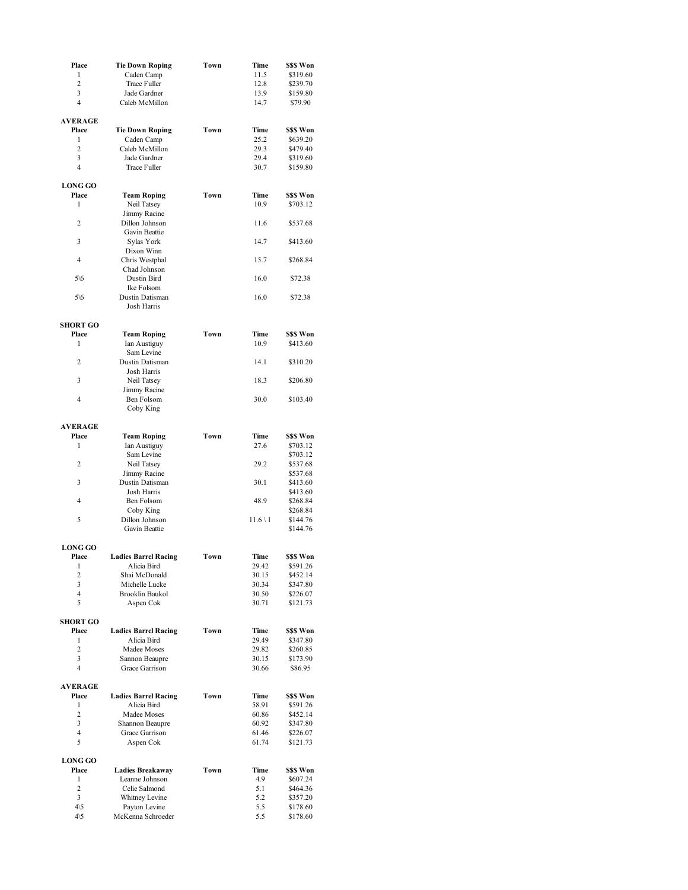| Place | Tie Down Roping | Town | Time | $$$ Won |
|---|---|---|---|---|
| 1 | Caden Camp | | 11.5 | $319.60 |
| 2 | Trace Fuller | | 12.8 | $239.70 |
| 3 | Jade Gardner | | 13.9 | $159.80 |
| 4 | Caleb McMillon | | 14.7 | $79.90 |

**AVERAGE**

| Place | Tie Down Roping | Town | Time | $$$ Won |
|---|---|---|---|---|
| 1 | Caden Camp | | 25.2 | $639.20 |
| 2 | Caleb McMillon | | 29.3 | $479.40 |
| 3 | Jade Gardner | | 29.4 | $319.60 |
| 4 | Trace Fuller | | 30.7 | $159.80 |

**LONG GO**

| Place | Team Roping | Town | Time | $$$ Won |
|---|---|---|---|---|
| 1 | Neil Tatsey | | 10.9 | $703.12 |
| | Jimmy Racine | | | |
| 2 | Dillon Johnson | | 11.6 | $537.68 |
| | Gavin Beattie | | | |
| 3 | Sylas York | | 14.7 | $413.60 |
| | Dixon Winn | | | |
| 4 | Chris Westphal | | 15.7 | $268.84 |
| | Chad Johnson | | | |
| 5\6 | Dustin Bird | | 16.0 | $72.38 |
| | Ike Folsom | | | |
| 5\6 | Dustin Datisman | | 16.0 | $72.38 |
| | Josh Harris | | | |

**SHORT GO**

| Place | Team Roping | Town | Time | $$$ Won |
|---|---|---|---|---|
| 1 | Ian Austiguy | | 10.9 | $413.60 |
| | Sam Levine | | | |
| 2 | Dustin Datisman | | 14.1 | $310.20 |
| | Josh Harris | | | |
| 3 | Neil Tatsey | | 18.3 | $206.80 |
| | Jimmy Racine | | | |
| 4 | Ben Folsom | | 30.0 | $103.40 |
| | Coby King | | | |

**AVERAGE**

| Place | Team Roping | Town | Time | $$$ Won |
|---|---|---|---|---|
| 1 | Ian Austiguy | | 27.6 | $703.12 |
| | Sam Levine | | | $703.12 |
| 2 | Neil Tatsey | | 29.2 | $537.68 |
| | Jimmy Racine | | | $537.68 |
| 3 | Dustin Datisman | | 30.1 | $413.60 |
| | Josh Harris | | | $413.60 |
| 4 | Ben Folsom | | 48.9 | $268.84 |
| | Coby King | | | $268.84 |
| 5 | Dillon Johnson | | 11.6 \ 1 | $144.76 |
| | Gavin Beattie | | | $144.76 |

**LONG GO**

| Place | Ladies Barrel Racing | Town | Time | $$$ Won |
|---|---|---|---|---|
| 1 | Alicia Bird | | 29.42 | $591.26 |
| 2 | Shai McDonald | | 30.15 | $452.14 |
| 3 | Michelle Lucke | | 30.34 | $347.80 |
| 4 | Brooklin Baukol | | 30.50 | $226.07 |
| 5 | Aspen Cok | | 30.71 | $121.73 |

**SHORT GO**

| Place | Ladies Barrel Racing | Town | Time | $$$ Won |
|---|---|---|---|---|
| 1 | Alicia Bird | | 29.49 | $347.80 |
| 2 | Madee Moses | | 29.82 | $260.85 |
| 3 | Sannon Beaupre | | 30.15 | $173.90 |
| 4 | Grace Garrison | | 30.66 | $86.95 |

**AVERAGE**

| Place | Ladies Barrel Racing | Town | Time | $$$ Won |
|---|---|---|---|---|
| 1 | Alicia Bird | | 58.91 | $591.26 |
| 2 | Madee Moses | | 60.86 | $452.14 |
| 3 | Shannon Beaupre | | 60.92 | $347.80 |
| 4 | Grace Garrison | | 61.46 | $226.07 |
| 5 | Aspen Cok | | 61.74 | $121.73 |

**LONG GO**

| Place | Ladies Breakaway | Town | Time | $$$ Won |
|---|---|---|---|---|
| 1 | Leanne Johnson | | 4.9 | $607.24 |
| 2 | Celie Salmond | | 5.1 | $464.36 |
| 3 | Whitney Levine | | 5.2 | $357.20 |
| 4\5 | Payton Levine | | 5.5 | $178.60 |
| 4\5 | McKenna Schroeder | | 5.5 | $178.60 |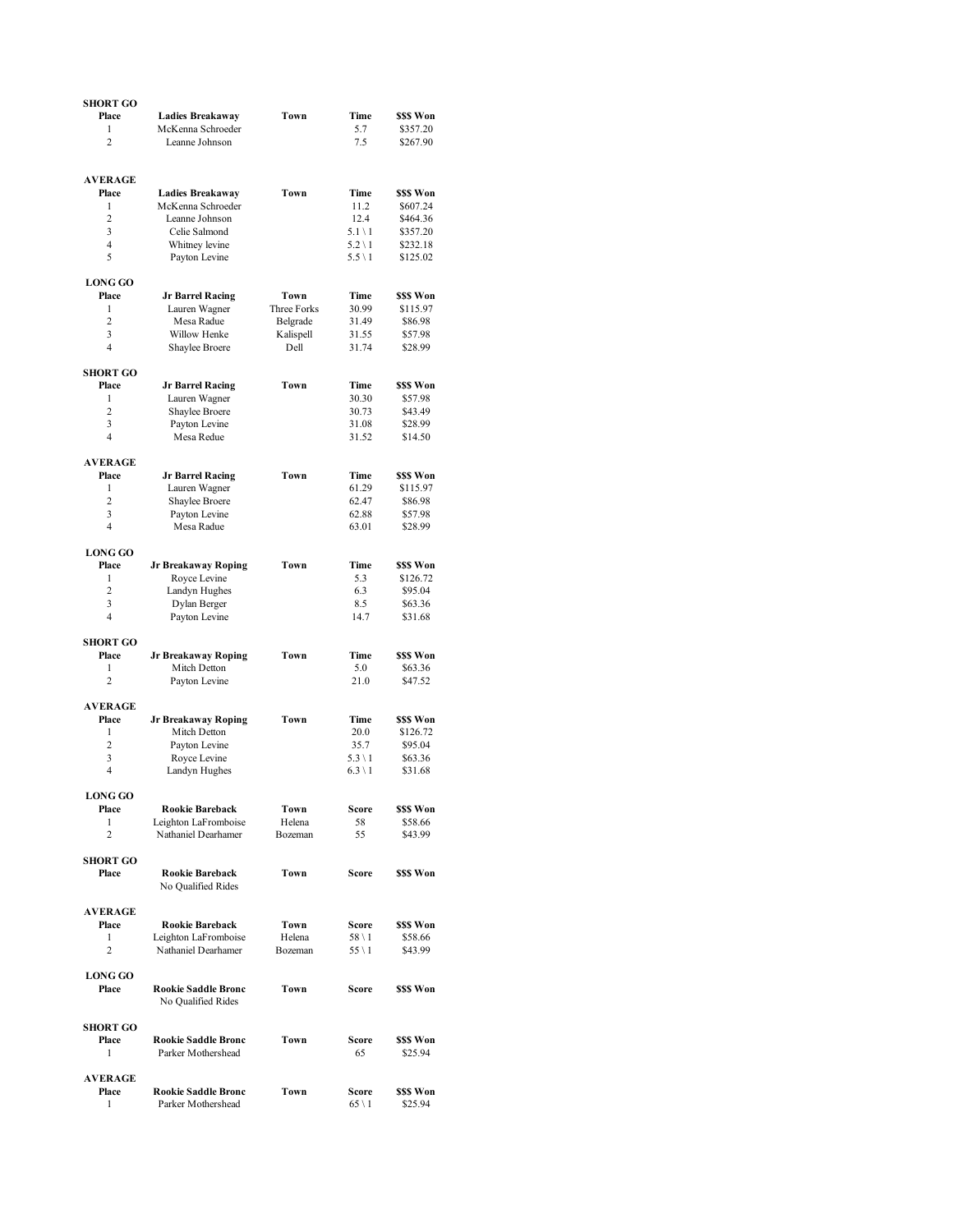**SHORT GO**

| Place | Ladies Breakaway | Town | Time | $$$ Won |
|---|---|---|---|---|
| 1 | McKenna Schroeder | | 5.7 | $357.20 |
| 2 | Leanne Johnson | | 7.5 | $267.90 |

**AVERAGE**

| Place | Ladies Breakaway | Town | Time | $$$ Won |
|---|---|---|---|---|
| 1 | McKenna Schroeder | | 11.2 | $607.24 |
| 2 | Leanne Johnson | | 12.4 | $464.36 |
| 3 | Celie Salmond | | 5.1 \ 1 | $357.20 |
| 4 | Whitney levine | | 5.2 \ 1 | $232.18 |
| 5 | Payton Levine | | 5.5 \ 1 | $125.02 |

**LONG GO**

| Place | Jr Barrel Racing | Town | Time | $$$ Won |
|---|---|---|---|---|
| 1 | Lauren Wagner | Three Forks | 30.99 | $115.97 |
| 2 | Mesa Radue | Belgrade | 31.49 | $86.98 |
| 3 | Willow Henke | Kalispell | 31.55 | $57.98 |
| 4 | Shaylee Broere | Dell | 31.74 | $28.99 |

**SHORT GO**

| Place | Jr Barrel Racing | Town | Time | $$$ Won |
|---|---|---|---|---|
| 1 | Lauren Wagner | | 30.30 | $57.98 |
| 2 | Shaylee Broere | | 30.73 | $43.49 |
| 3 | Payton Levine | | 31.08 | $28.99 |
| 4 | Mesa Redue | | 31.52 | $14.50 |

**AVERAGE**

| Place | Jr Barrel Racing | Town | Time | $$$ Won |
|---|---|---|---|---|
| 1 | Lauren Wagner | | 61.29 | $115.97 |
| 2 | Shaylee Broere | | 62.47 | $86.98 |
| 3 | Payton Levine | | 62.88 | $57.98 |
| 4 | Mesa Radue | | 63.01 | $28.99 |

**LONG GO**

| Place | Jr Breakaway Roping | Town | Time | $$$ Won |
|---|---|---|---|---|
| 1 | Royce Levine | | 5.3 | $126.72 |
| 2 | Landyn Hughes | | 6.3 | $95.04 |
| 3 | Dylan Berger | | 8.5 | $63.36 |
| 4 | Payton Levine | | 14.7 | $31.68 |

**SHORT GO**

| Place | Jr Breakaway Roping | Town | Time | $$$ Won |
|---|---|---|---|---|
| 1 | Mitch Detton | | 5.0 | $63.36 |
| 2 | Payton Levine | | 21.0 | $47.52 |

**AVERAGE**

| Place | Jr Breakaway Roping | Town | Time | $$$ Won |
|---|---|---|---|---|
| 1 | Mitch Detton | | 20.0 | $126.72 |
| 2 | Payton Levine | | 35.7 | $95.04 |
| 3 | Royce Levine | | 5.3 \ 1 | $63.36 |
| 4 | Landyn Hughes | | 6.3 \ 1 | $31.68 |

**LONG GO**

| Place | Rookie Bareback | Town | Score | $$$ Won |
|---|---|---|---|---|
| 1 | Leighton LaFromboise | Helena | 58 | $58.66 |
| 2 | Nathaniel Dearhamer | Bozeman | 55 | $43.99 |

**SHORT GO**

| Place | Rookie Bareback | Town | Score | $$$ Won |
|---|---|---|---|---|
| | No Qualified Rides | | | |

**AVERAGE**

| Place | Rookie Bareback | Town | Score | $$$ Won |
|---|---|---|---|---|
| 1 | Leighton LaFromboise | Helena | 58 \ 1 | $58.66 |
| 2 | Nathaniel Dearhamer | Bozeman | 55 \ 1 | $43.99 |

**LONG GO**

| Place | Rookie Saddle Bronc | Town | Score | $$$ Won |
|---|---|---|---|---|
| | No Qualified Rides | | | |

**SHORT GO**

| Place | Rookie Saddle Bronc | Town | Score | $$$ Won |
|---|---|---|---|---|
| 1 | Parker Mothershead | | 65 | $25.94 |

**AVERAGE**

| Place | Rookie Saddle Bronc | Town | Score | $$$ Won |
|---|---|---|---|---|
| 1 | Parker Mothershead | | 65 \ 1 | $25.94 |